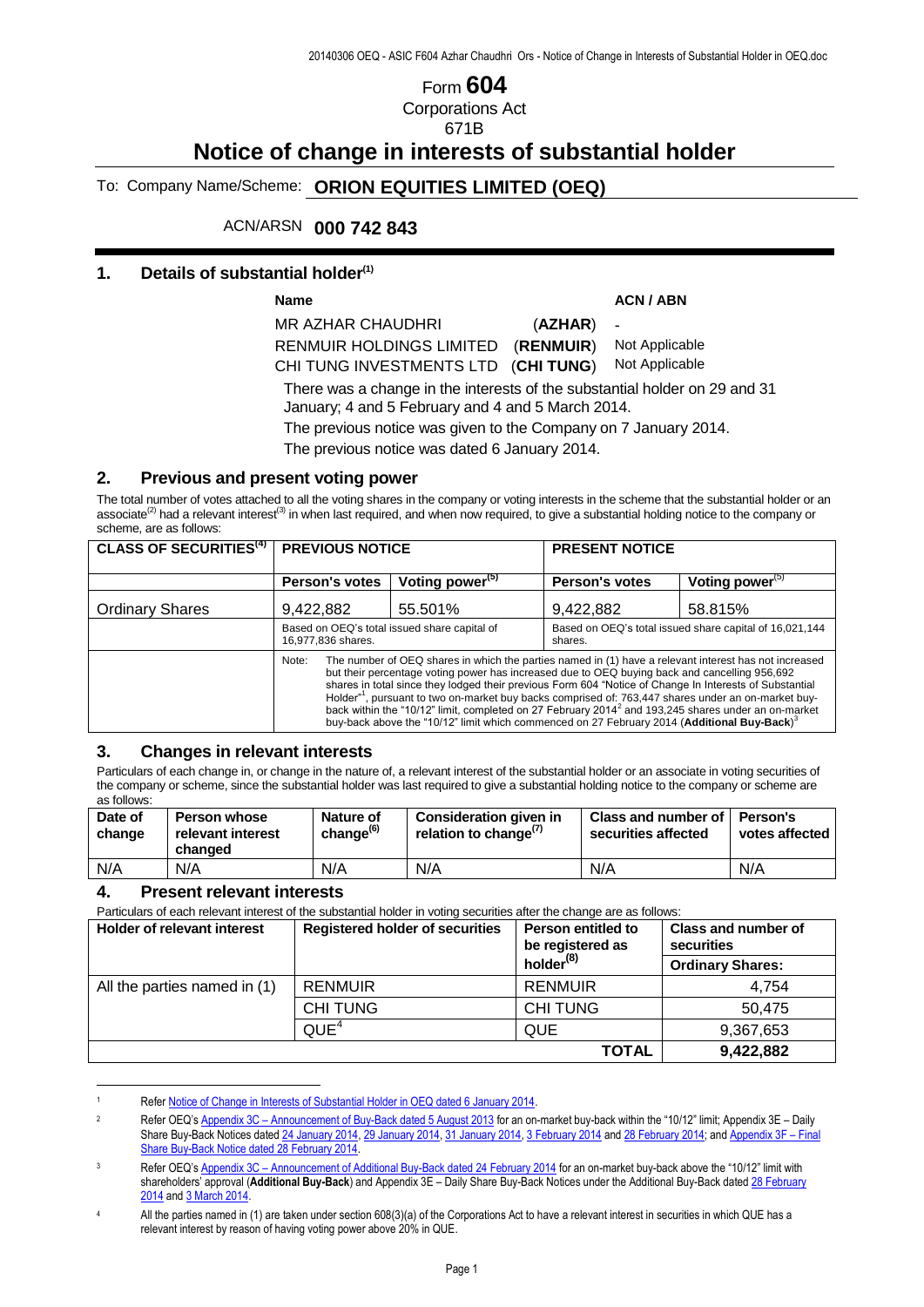# Form 604

Corporations Act

671B

## Notice of change in interests of substantial holder

To: Company Name/Scheme: **ORION EQUITIES LIMITED (OEQ)**

ACN/ARSN **000 742 843**

### 1. Details of substantial holder[(1)]

| Name | | ACN / ABN |
|---|---|---|
| MR AZHAR CHAUDHRI | (**AZHAR**) | - |
| RENMUIR HOLDINGS LIMITED | (**RENMUIR**) | Not Applicable |
| CHI TUNG INVESTMENTS LTD | (**CHI TUNG**) | Not Applicable |

There was a change in the interests of the substantial holder on 29 and 31 January; 4 and 5 February and 4 and 5 March 2014.

The previous notice was given to the Company on 7 January 2014.

The previous notice was dated 6 January 2014.

### 2. Previous and present voting power

The total number of votes attached to all the voting shares in the company or voting interests in the scheme that the substantial holder or an associate[(2)] had a relevant interest[(3)] in when last required, and when now required, to give a substantial holding notice to the company or scheme, are as follows:

| CLASS OF SECURITIES[(4)] | PREVIOUS NOTICE | | PRESENT NOTICE | |
|---|---|---|---|---|
| | Person's votes | Voting power[(5)] | Person's votes | Voting power[(5)] |
| Ordinary Shares | 9,422,882 | 55.501% | 9,422,882 | 58.815% |
| | Based on OEQ's total issued share capital of 16,977,836 shares. | | Based on OEQ's total issued share capital of 16,021,144 shares. | |
| | Note: The number of OEQ shares in which the parties named in (1) have a relevant interest has not increased but their percentage voting power has increased due to OEQ buying back and cancelling 956,692 shares in total since they lodged their previous Form 604 "Notice of Change In Interests of Substantial Holder"[1], pursuant to two on-market buy backs comprised of: 763,447 shares under an on-market buy-back within the "10/12" limit, completed on 27 February 2014[2] and 193,245 shares under an on-market buy-back above the "10/12" limit which commenced on 27 February 2014 (**Additional Buy-Back**)[3] | | | |

### 3. Changes in relevant interests

Particulars of each change in, or change in the nature of, a relevant interest of the substantial holder or an associate in voting securities of the company or scheme, since the substantial holder was last required to give a substantial holding notice to the company or scheme are as follows:

| Date of change | Person whose relevant interest changed | Nature of change[(6)] | Consideration given in relation to change[(7)] | Class and number of securities affected | Person's votes affected |
|---|---|---|---|---|---|
| N/A | N/A | N/A | N/A | N/A | N/A |

### 4. Present relevant interests

Particulars of each relevant interest of the substantial holder in voting securities after the change are as follows:

| Holder of relevant interest | Registered holder of securities | Person entitled to be registered as holder[(8)] | Class and number of securities |
|---|---|---|---|
| | | | **Ordinary Shares:** |
| All the parties named in (1) | RENMUIR | RENMUIR | 4,754 |
| | CHI TUNG | CHI TUNG | 50,475 |
| | QUE[4] | QUE | 9,367,653 |
| | | **TOTAL** | **9,422,882** |

---

[1] Refer Notice of Change in Interests of Substantial Holder in OEQ dated 6 January 2014.

[2] Refer OEQ's Appendix 3C – Announcement of Buy-Back dated 5 August 2013 for an on-market buy-back within the "10/12" limit; Appendix 3E – Daily Share Buy-Back Notices dated 24 January 2014, 29 January 2014, 31 January 2014, 3 February 2014 and 28 February 2014; and Appendix 3F – Final Share Buy-Back Notice dated 28 February 2014.

[3] Refer OEQ's Appendix 3C – Announcement of Additional Buy-Back dated 24 February 2014 for an on-market buy-back above the "10/12" limit with shareholders' approval (**Additional Buy-Back**) and Appendix 3E – Daily Share Buy-Back Notices under the Additional Buy-Back dated 28 February 2014 and 3 March 2014.

[4] All the parties named in (1) are taken under section 608(3)(a) of the Corporations Act to have a relevant interest in securities in which QUE has a relevant interest by reason of having voting power above 20% in QUE.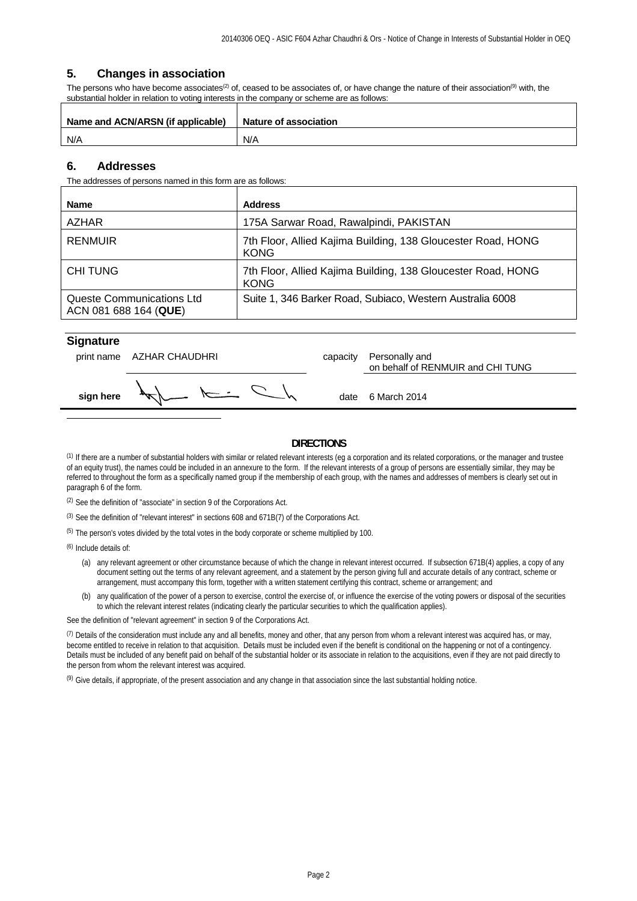## 5. Changes in association

The persons who have become associates[2] of, ceased to be associates of, or have change the nature of their association[9] with, the substantial holder in relation to voting interests in the company or scheme are as follows:

| Name and ACN/ARSN (if applicable) | Nature of association |
|---|---|
| N/A | N/A |

## 6. Addresses

The addresses of persons named in this form are as follows:

| Name | Address |
|---|---|
| AZHAR | 175A Sarwar Road, Rawalpindi, PAKISTAN |
| RENMUIR | 7th Floor, Allied Kajima Building, 138 Gloucester Road, HONG KONG |
| CHI TUNG | 7th Floor, Allied Kajima Building, 138 Gloucester Road, HONG KONG |
| Queste Communications Ltd ACN 081 688 164 (**QUE**) | Suite 1, 346 Barker Road, Subiaco, Western Australia 6008 |

## Signature

print name AZHAR CHAUDHRI

capacity Personally and on behalf of RENMUIR and CHI TUNG

**sign here** [signature]

date 6 March 2014

---

**DIRECTIONS**

[1] If there are a number of substantial holders with similar or related relevant interests (eg a corporation and its related corporations, or the manager and trustee of an equity trust), the names could be included in an annexure to the form. If the relevant interests of a group of persons are essentially similar, they may be referred to throughout the form as a specifically named group if the membership of each group, with the names and addresses of members is clearly set out in paragraph 6 of the form.

[2] See the definition of "associate" in section 9 of the Corporations Act.

[3] See the definition of "relevant interest" in sections 608 and 671B(7) of the Corporations Act.

[5] The person's votes divided by the total votes in the body corporate or scheme multiplied by 100.

[6] Include details of:

(a) any relevant agreement or other circumstance because of which the change in relevant interest occurred. If subsection 671B(4) applies, a copy of any document setting out the terms of any relevant agreement, and a statement by the person giving full and accurate details of any contract, scheme or arrangement, must accompany this form, together with a written statement certifying this contract, scheme or arrangement; and

(b) any qualification of the power of a person to exercise, control the exercise of, or influence the exercise of the voting powers or disposal of the securities to which the relevant interest relates (indicating clearly the particular securities to which the qualification applies).

See the definition of "relevant agreement" in section 9 of the Corporations Act.

[7] Details of the consideration must include any and all benefits, money and other, that any person from whom a relevant interest was acquired has, or may, become entitled to receive in relation to that acquisition. Details must be included even if the benefit is conditional on the happening or not of a contingency. Details must be included of any benefit paid on behalf of the substantial holder or its associate in relation to the acquisitions, even if they are not paid directly to the person from whom the relevant interest was acquired.

[9] Give details, if appropriate, of the present association and any change in that association since the last substantial holding notice.